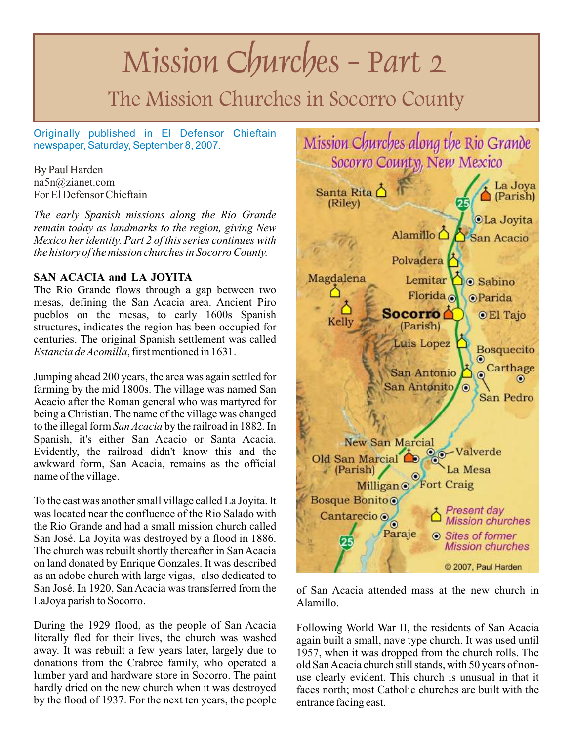# Mission Churches - Part 2

## The Mission Churches in Socorro County

Originally published in El Defensor Chieftain newspaper, Saturday, September 8, 2007.

By Paul Harden
na5n@zianet.com
For El Defensor Chieftain

*The early Spanish missions along the Rio Grande remain today as landmarks to the region, giving New Mexico her identity. Part 2 of this series continues with the history of the mission churches in Socorro County.*

### SAN ACACIA and LA JOYITA

The Rio Grande flows through a gap between two mesas, defining the San Acacia area. Ancient Piro pueblos on the mesas, to early 1600s Spanish structures, indicates the region has been occupied for centuries. The original Spanish settlement was called *Estancia de Acomilla*, first mentioned in 1631.

Jumping ahead 200 years, the area was again settled for farming by the mid 1800s. The village was named San Acacio after the Roman general who was martyred for being a Christian. The name of the village was changed to the illegal form *San Acacia* by the railroad in 1882. In Spanish, it's either San Acacio or Santa Acacia. Evidently, the railroad didn't know this and the awkward form, San Acacia, remains as the official name of the village.

To the east was another small village called La Joyita. It was located near the confluence of the Rio Salado with the Rio Grande and had a small mission church called San José. La Joyita was destroyed by a flood in 1886. The church was rebuilt shortly thereafter in San Acacia on land donated by Enrique Gonzales. It was described as an adobe church with large vigas, also dedicated to San José. In 1920, San Acacia was transferred from the LaJoya parish to Socorro.

During the 1929 flood, as the people of San Acacia literally fled for their lives, the church was washed away. It was rebuilt a few years later, largely due to donations from the Crabree family, who operated a lumber yard and hardware store in Socorro. The paint hardly dried on the new church when it was destroyed by the flood of 1937. For the next ten years, the people of San Acacia attended mass at the new church in Alamillo.

Following World War II, the residents of San Acacia again built a small, nave type church. It was used until 1957, when it was dropped from the church rolls. The old San Acacia church still stands, with 50 years of non-use clearly evident. This church is unusual in that it faces north; most Catholic churches are built with the entrance facing east.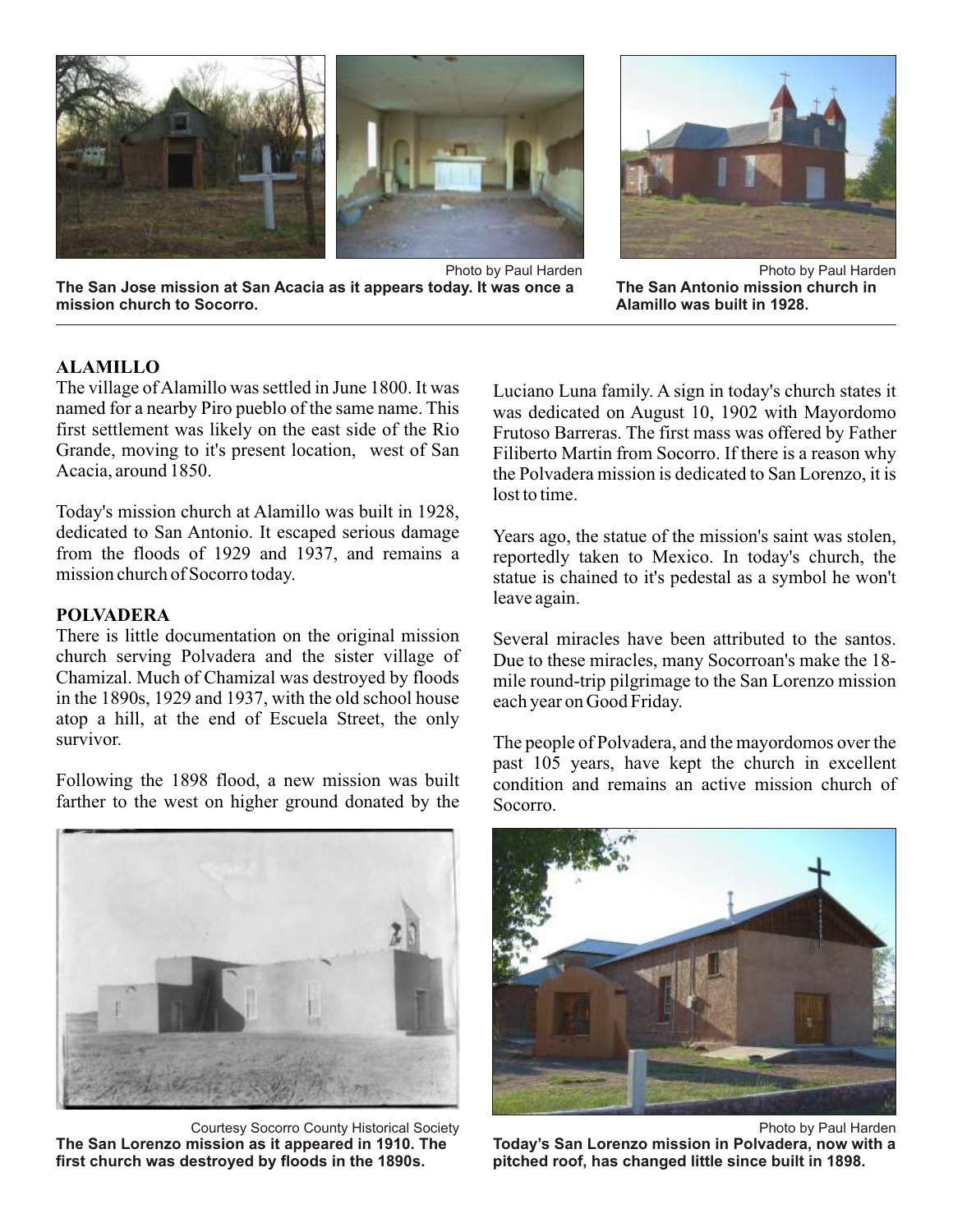Photo by Paul Harden

**The San Jose mission at San Acacia as it appears today. It was once a mission church to Socorro.**

Photo by Paul Harden

**The San Antonio mission church in Alamillo was built in 1928.**

## ALAMILLO

The village of Alamillo was settled in June 1800. It was named for a nearby Piro pueblo of the same name. This first settlement was likely on the east side of the Rio Grande, moving to it's present location, west of San Acacia, around 1850.

Today's mission church at Alamillo was built in 1928, dedicated to San Antonio. It escaped serious damage from the floods of 1929 and 1937, and remains a mission church of Socorro today.

## POLVADERA

There is little documentation on the original mission church serving Polvadera and the sister village of Chamizal. Much of Chamizal was destroyed by floods in the 1890s, 1929 and 1937, with the old school house atop a hill, at the end of Escuela Street, the only survivor.

Following the 1898 flood, a new mission was built farther to the west on higher ground donated by the Luciano Luna family. A sign in today's church states it was dedicated on August 10, 1902 with Mayordomo Frutoso Barreras. The first mass was offered by Father Filiberto Martin from Socorro. If there is a reason why the Polvadera mission is dedicated to San Lorenzo, it is lost to time.

Years ago, the statue of the mission's saint was stolen, reportedly taken to Mexico. In today's church, the statue is chained to it's pedestal as a symbol he won't leave again.

Several miracles have been attributed to the santos. Due to these miracles, many Socorroan's make the 18-mile round-trip pilgrimage to the San Lorenzo mission each year on Good Friday.

The people of Polvadera, and the mayordomos over the past 105 years, have kept the church in excellent condition and remains an active mission church of Socorro.

Courtesy Socorro County Historical Society

**The San Lorenzo mission as it appeared in 1910. The first church was destroyed by floods in the 1890s.**

Photo by Paul Harden

**Today's San Lorenzo mission in Polvadera, now with a pitched roof, has changed little since built in 1898.**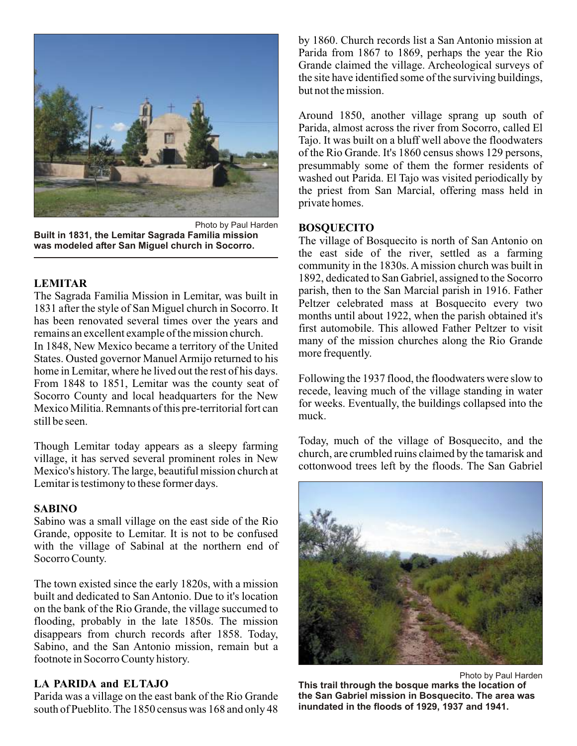Photo by Paul Harden

**Built in 1831, the Lemitar Sagrada Familia mission was modeled after San Miguel church in Socorro.**

## LEMITAR

The Sagrada Familia Mission in Lemitar, was built in 1831 after the style of San Miguel church in Socorro. It has been renovated several times over the years and remains an excellent example of the mission church.

In 1848, New Mexico became a territory of the United States. Ousted governor Manuel Armijo returned to his home in Lemitar, where he lived out the rest of his days. From 1848 to 1851, Lemitar was the county seat of Socorro County and local headquarters for the New Mexico Militia. Remnants of this pre-territorial fort can still be seen.

Though Lemitar today appears as a sleepy farming village, it has served several prominent roles in New Mexico's history. The large, beautiful mission church at Lemitar is testimony to these former days.

## SABINO

Sabino was a small village on the east side of the Rio Grande, opposite to Lemitar. It is not to be confused with the village of Sabinal at the northern end of Socorro County.

The town existed since the early 1820s, with a mission built and dedicated to San Antonio. Due to it's location on the bank of the Rio Grande, the village succumed to flooding, probably in the late 1850s. The mission disappears from church records after 1858. Today, Sabino, and the San Antonio mission, remain but a footnote in Socorro County history.

## LA PARIDA and EL TAJO

Parida was a village on the east bank of the Rio Grande south of Pueblito. The 1850 census was 168 and only 48 by 1860. Church records list a San Antonio mission at Parida from 1867 to 1869, perhaps the year the Rio Grande claimed the village. Archeological surveys of the site have identified some of the surviving buildings, but not the mission.

Around 1850, another village sprang up south of Parida, almost across the river from Socorro, called El Tajo. It was built on a bluff well above the floodwaters of the Rio Grande. It's 1860 census shows 129 persons, presummably some of them the former residents of washed out Parida. El Tajo was visited periodically by the priest from San Marcial, offering mass held in private homes.

## BOSQUECITO

The village of Bosquecito is north of San Antonio on the east side of the river, settled as a farming community in the 1830s. A mission church was built in 1892, dedicated to San Gabriel, assigned to the Socorro parish, then to the San Marcial parish in 1916. Father Peltzer celebrated mass at Bosquecito every two months until about 1922, when the parish obtained it's first automobile. This allowed Father Peltzer to visit many of the mission churches along the Rio Grande more frequently.

Following the 1937 flood, the floodwaters were slow to recede, leaving much of the village standing in water for weeks. Eventually, the buildings collapsed into the muck.

Today, much of the village of Bosquecito, and the church, are crumbled ruins claimed by the tamarisk and cottonwood trees left by the floods. The San Gabriel

Photo by Paul Harden

**This trail through the bosque marks the location of the San Gabriel mission in Bosquecito. The area was inundated in the floods of 1929, 1937 and 1941.**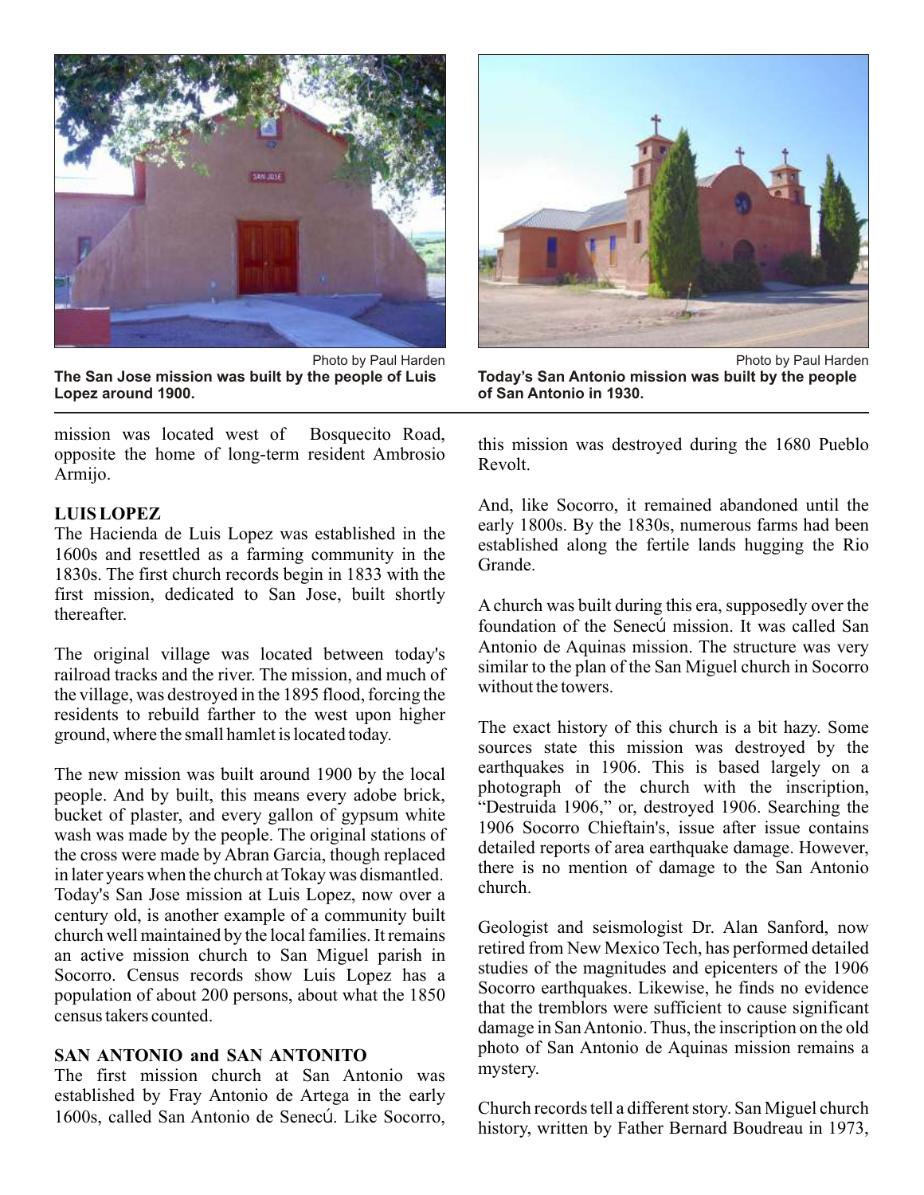Photo by Paul Harden
**The San Jose mission was built by the people of Luis Lopez around 1900.**

Photo by Paul Harden
**Today's San Antonio mission was built by the people of San Antonio in 1930.**

mission was located west of Bosquecito Road, opposite the home of long-term resident Ambrosio Armijo.

**LUIS LOPEZ**

The Hacienda de Luis Lopez was established in the 1600s and resettled as a farming community in the 1830s. The first church records begin in 1833 with the first mission, dedicated to San Jose, built shortly thereafter.

The original village was located between today's railroad tracks and the river. The mission, and much of the village, was destroyed in the 1895 flood, forcing the residents to rebuild farther to the west upon higher ground, where the small hamlet is located today.

The new mission was built around 1900 by the local people. And by built, this means every adobe brick, bucket of plaster, and every gallon of gypsum white wash was made by the people. The original stations of the cross were made by Abran Garcia, though replaced in later years when the church at Tokay was dismantled. Today's San Jose mission at Luis Lopez, now over a century old, is another example of a community built church well maintained by the local families. It remains an active mission church to San Miguel parish in Socorro. Census records show Luis Lopez has a population of about 200 persons, about what the 1850 census takers counted.

**SAN ANTONIO and SAN ANTONITO**

The first mission church at San Antonio was established by Fray Antonio de Artega in the early 1600s, called San Antonio de Senecú. Like Socorro, this mission was destroyed during the 1680 Pueblo Revolt.

And, like Socorro, it remained abandoned until the early 1800s. By the 1830s, numerous farms had been established along the fertile lands hugging the Rio Grande.

A church was built during this era, supposedly over the foundation of the Senecú mission. It was called San Antonio de Aquinas mission. The structure was very similar to the plan of the San Miguel church in Socorro without the towers.

The exact history of this church is a bit hazy. Some sources state this mission was destroyed by the earthquakes in 1906. This is based largely on a photograph of the church with the inscription, "Destruida 1906," or, destroyed 1906. Searching the 1906 Socorro Chieftain's, issue after issue contains detailed reports of area earthquake damage. However, there is no mention of damage to the San Antonio church.

Geologist and seismologist Dr. Alan Sanford, now retired from New Mexico Tech, has performed detailed studies of the magnitudes and epicenters of the 1906 Socorro earthquakes. Likewise, he finds no evidence that the tremblors were sufficient to cause significant damage in San Antonio. Thus, the inscription on the old photo of San Antonio de Aquinas mission remains a mystery.

Church records tell a different story. San Miguel church history, written by Father Bernard Boudreau in 1973,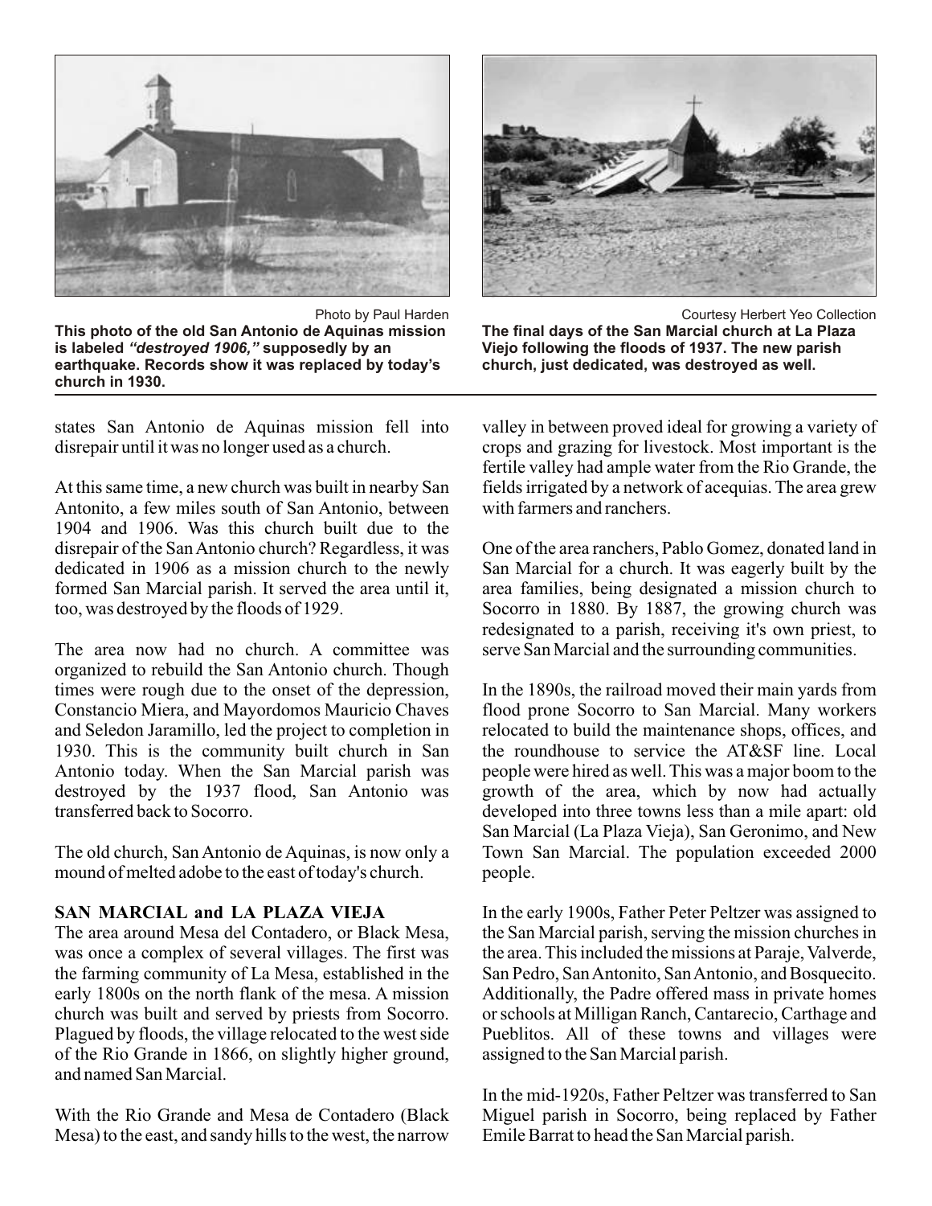Photo by Paul Harden

**This photo of the old San Antonio de Aquinas mission is labeled *"destroyed 1906,"* supposedly by an earthquake. Records show it was replaced by today's church in 1930.**

Courtesy Herbert Yeo Collection

**The final days of the San Marcial church at La Plaza Viejo following the floods of 1937. The new parish church, just dedicated, was destroyed as well.**

states San Antonio de Aquinas mission fell into disrepair until it was no longer used as a church.

At this same time, a new church was built in nearby San Antonito, a few miles south of San Antonio, between 1904 and 1906. Was this church built due to the disrepair of the San Antonio church? Regardless, it was dedicated in 1906 as a mission church to the newly formed San Marcial parish. It served the area until it, too, was destroyed by the floods of 1929.

The area now had no church. A committee was organized to rebuild the San Antonio church. Though times were rough due to the onset of the depression, Constancio Miera, and Mayordomos Mauricio Chaves and Seledon Jaramillo, led the project to completion in 1930. This is the community built church in San Antonio today. When the San Marcial parish was destroyed by the 1937 flood, San Antonio was transferred back to Socorro.

The old church, San Antonio de Aquinas, is now only a mound of melted adobe to the east of today's church.

**SAN MARCIAL and LA PLAZA VIEJA**

The area around Mesa del Contadero, or Black Mesa, was once a complex of several villages. The first was the farming community of La Mesa, established in the early 1800s on the north flank of the mesa. A mission church was built and served by priests from Socorro. Plagued by floods, the village relocated to the west side of the Rio Grande in 1866, on slightly higher ground, and named San Marcial.

With the Rio Grande and Mesa de Contadero (Black Mesa) to the east, and sandy hills to the west, the narrow valley in between proved ideal for growing a variety of crops and grazing for livestock. Most important is the fertile valley had ample water from the Rio Grande, the fields irrigated by a network of acequias. The area grew with farmers and ranchers.

One of the area ranchers, Pablo Gomez, donated land in San Marcial for a church. It was eagerly built by the area families, being designated a mission church to Socorro in 1880. By 1887, the growing church was redesignated to a parish, receiving it's own priest, to serve San Marcial and the surrounding communities.

In the 1890s, the railroad moved their main yards from flood prone Socorro to San Marcial. Many workers relocated to build the maintenance shops, offices, and the roundhouse to service the AT&SF line. Local people were hired as well. This was a major boom to the growth of the area, which by now had actually developed into three towns less than a mile apart: old San Marcial (La Plaza Vieja), San Geronimo, and New Town San Marcial. The population exceeded 2000 people.

In the early 1900s, Father Peter Peltzer was assigned to the San Marcial parish, serving the mission churches in the area. This included the missions at Paraje, Valverde, San Pedro, San Antonito, San Antonio, and Bosquecito. Additionally, the Padre offered mass in private homes or schools at Milligan Ranch, Cantarecio, Carthage and Pueblitos. All of these towns and villages were assigned to the San Marcial parish.

In the mid-1920s, Father Peltzer was transferred to San Miguel parish in Socorro, being replaced by Father Emile Barrat to head the San Marcial parish.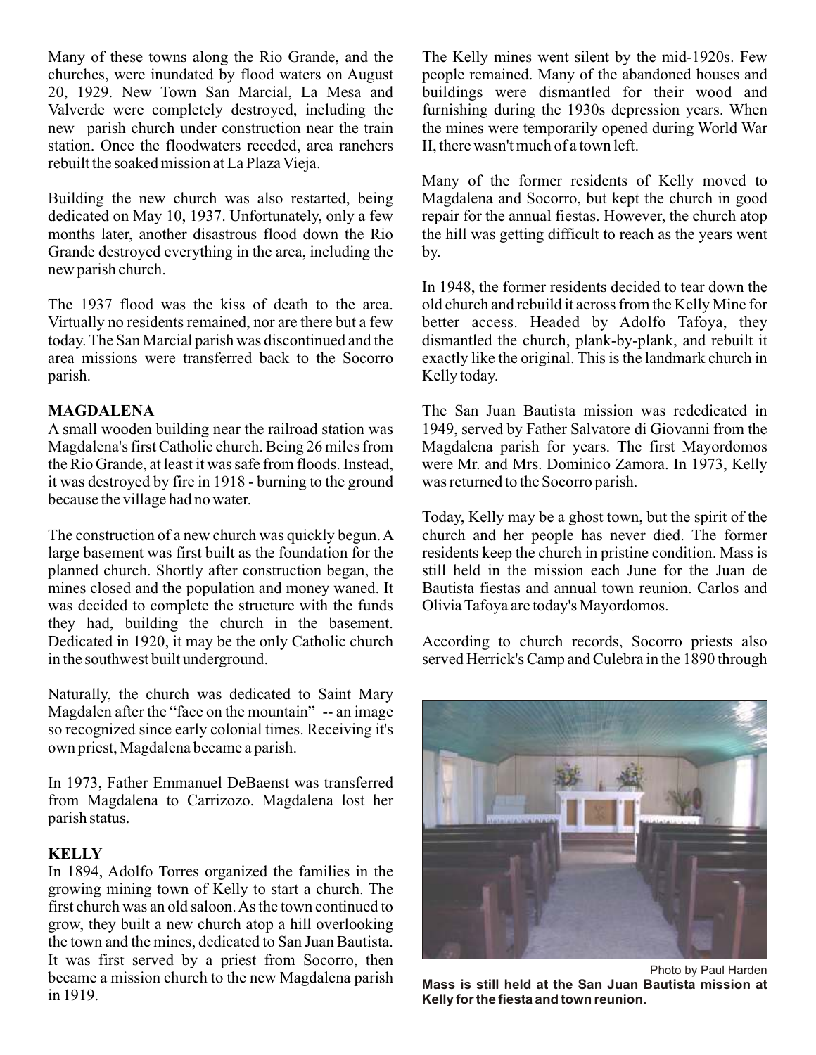Many of these towns along the Rio Grande, and the churches, were inundated by flood waters on August 20, 1929. New Town San Marcial, La Mesa and Valverde were completely destroyed, including the new parish church under construction near the train station. Once the floodwaters receded, area ranchers rebuilt the soaked mission at La Plaza Vieja.

Building the new church was also restarted, being dedicated on May 10, 1937. Unfortunately, only a few months later, another disastrous flood down the Rio Grande destroyed everything in the area, including the new parish church.

The 1937 flood was the kiss of death to the area. Virtually no residents remained, nor are there but a few today. The San Marcial parish was discontinued and the area missions were transferred back to the Socorro parish.

**MAGDALENA**

A small wooden building near the railroad station was Magdalena's first Catholic church. Being 26 miles from the Rio Grande, at least it was safe from floods. Instead, it was destroyed by fire in 1918 - burning to the ground because the village had no water.

The construction of a new church was quickly begun. A large basement was first built as the foundation for the planned church. Shortly after construction began, the mines closed and the population and money waned. It was decided to complete the structure with the funds they had, building the church in the basement. Dedicated in 1920, it may be the only Catholic church in the southwest built underground.

Naturally, the church was dedicated to Saint Mary Magdalen after the "face on the mountain" -- an image so recognized since early colonial times. Receiving it's own priest, Magdalena became a parish.

In 1973, Father Emmanuel DeBaenst was transferred from Magdalena to Carrizozo. Magdalena lost her parish status.

**KELLY**

In 1894, Adolfo Torres organized the families in the growing mining town of Kelly to start a church. The first church was an old saloon. As the town continued to grow, they built a new church atop a hill overlooking the town and the mines, dedicated to San Juan Bautista. It was first served by a priest from Socorro, then became a mission church to the new Magdalena parish in 1919.

The Kelly mines went silent by the mid-1920s. Few people remained. Many of the abandoned houses and buildings were dismantled for their wood and furnishing during the 1930s depression years. When the mines were temporarily opened during World War II, there wasn't much of a town left.

Many of the former residents of Kelly moved to Magdalena and Socorro, but kept the church in good repair for the annual fiestas. However, the church atop the hill was getting difficult to reach as the years went by.

In 1948, the former residents decided to tear down the old church and rebuild it across from the Kelly Mine for better access. Headed by Adolfo Tafoya, they dismantled the church, plank-by-plank, and rebuilt it exactly like the original. This is the landmark church in Kelly today.

The San Juan Bautista mission was rededicated in 1949, served by Father Salvatore di Giovanni from the Magdalena parish for years. The first Mayordomos were Mr. and Mrs. Dominico Zamora. In 1973, Kelly was returned to the Socorro parish.

Today, Kelly may be a ghost town, but the spirit of the church and her people has never died. The former residents keep the church in pristine condition. Mass is still held in the mission each June for the Juan de Bautista fiestas and annual town reunion. Carlos and Olivia Tafoya are today's Mayordomos.

According to church records, Socorro priests also served Herrick's Camp and Culebra in the 1890 through

Photo by Paul Harden

**Mass is still held at the San Juan Bautista mission at Kelly for the fiesta and town reunion.**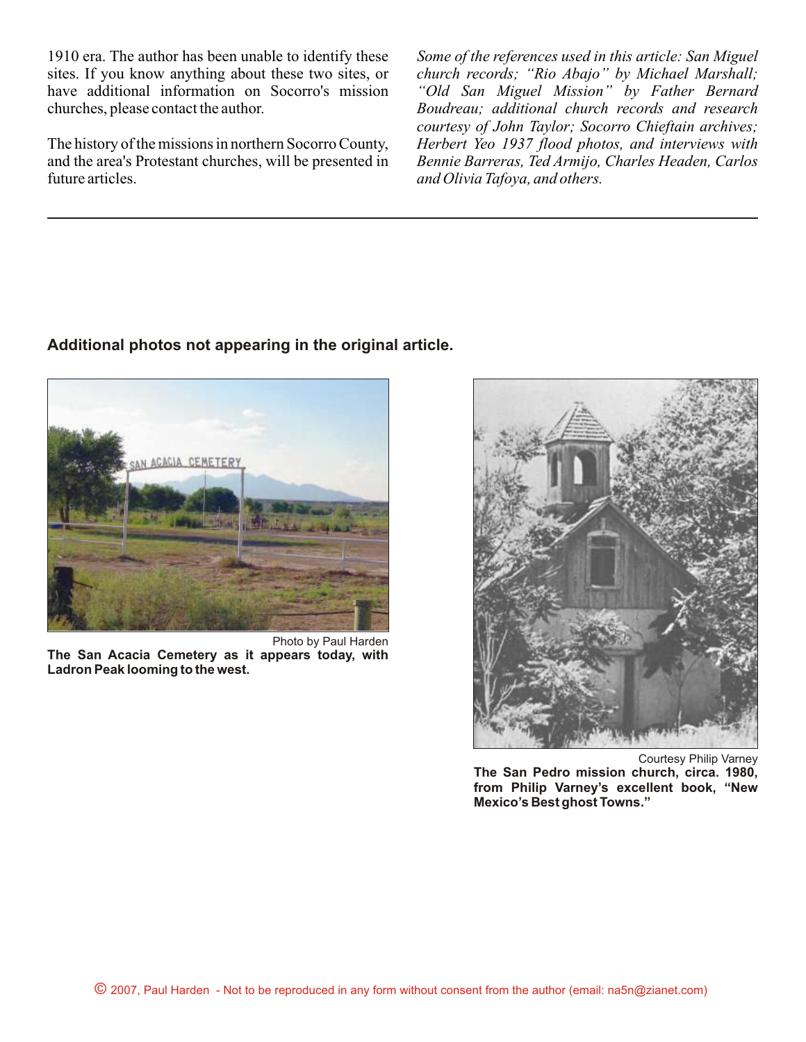1910 era. The author has been unable to identify these sites. If you know anything about these two sites, or have additional information on Socorro's mission churches, please contact the author.

The history of the missions in northern Socorro County, and the area's Protestant churches, will be presented in future articles.

*Some of the references used in this article: San Miguel church records; "Rio Abajo" by Michael Marshall; "Old San Miguel Mission" by Father Bernard Boudreau; additional church records and research courtesy of John Taylor; Socorro Chieftain archives; Herbert Yeo 1937 flood photos, and interviews with Bennie Barreras, Ted Armijo, Charles Headen, Carlos and Olivia Tafoya, and others.*

---

**Additional photos not appearing in the original article.**

Photo by Paul Harden

**The San Acacia Cemetery as it appears today, with Ladron Peak looming to the west.**

Courtesy Philip Varney

**The San Pedro mission church, circa. 1980, from Philip Varney's excellent book, "New Mexico's Best ghost Towns."**

© 2007, Paul Harden - Not to be reproduced in any form without consent from the author (email: na5n@zianet.com)